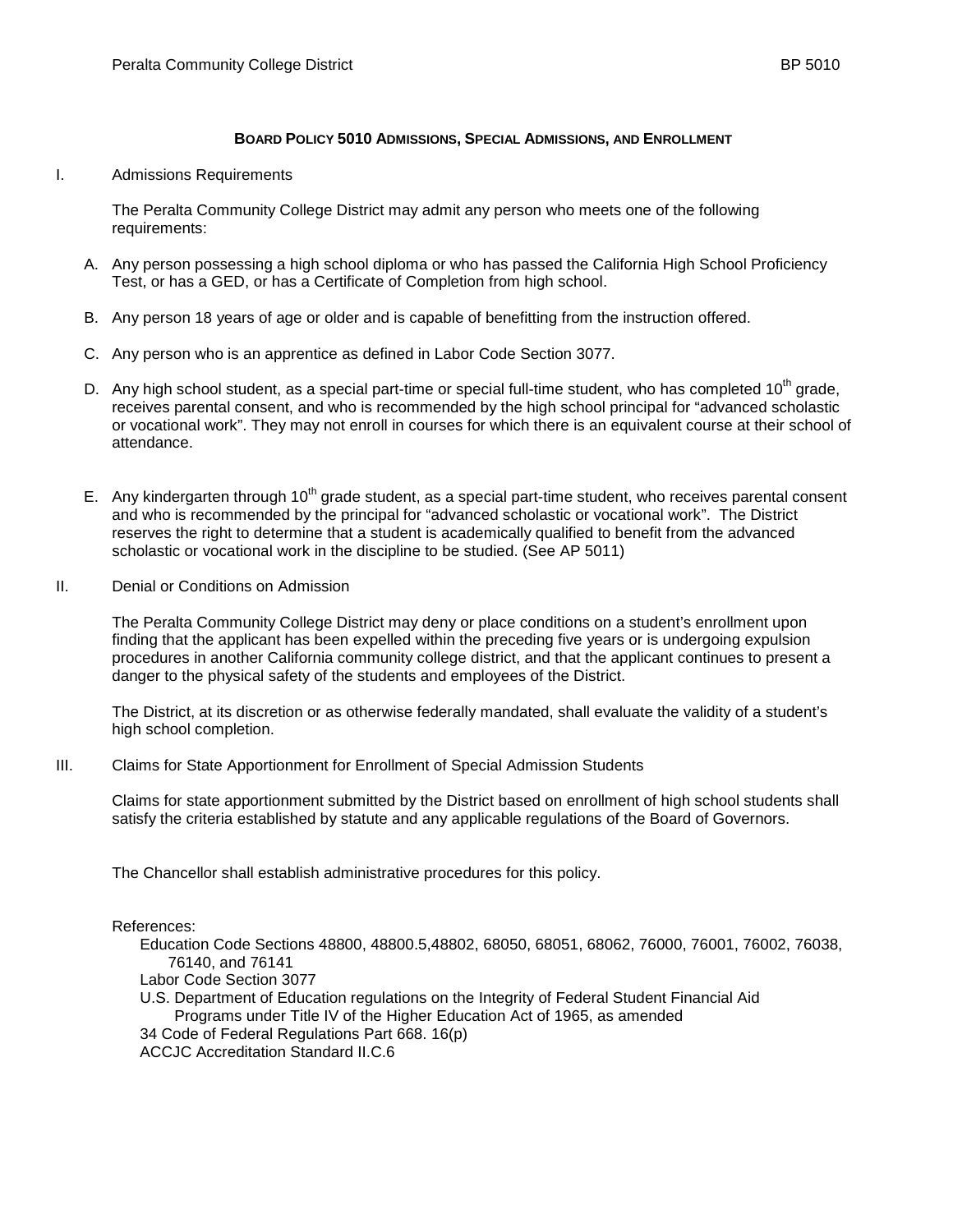# BOARD POLICY 5010 ADMISSIONS, SPECIAL ADMISSIONS, AND ENROLLMENT

I. Admissions Requirements

The Peralta Community College District may admit any person who meets one of the following requirements:

A. Any person possessing a high school diploma or who has passed the California High School Proficiency Test, or has a GED, or has a Certificate of Completion from high school.

B. Any person 18 years of age or older and is capable of benefitting from the instruction offered.

C. Any person who is an apprentice as defined in Labor Code Section 3077.

D. Any high school student, as a special part-time or special full-time student, who has completed 10th grade, receives parental consent, and who is recommended by the high school principal for "advanced scholastic or vocational work". They may not enroll in courses for which there is an equivalent course at their school of attendance.

E. Any kindergarten through 10th grade student, as a special part-time student, who receives parental consent and who is recommended by the principal for "advanced scholastic or vocational work". The District reserves the right to determine that a student is academically qualified to benefit from the advanced scholastic or vocational work in the discipline to be studied. (See AP 5011)

II. Denial or Conditions on Admission

The Peralta Community College District may deny or place conditions on a student's enrollment upon finding that the applicant has been expelled within the preceding five years or is undergoing expulsion procedures in another California community college district, and that the applicant continues to present a danger to the physical safety of the students and employees of the District.

The District, at its discretion or as otherwise federally mandated, shall evaluate the validity of a student's high school completion.

III. Claims for State Apportionment for Enrollment of Special Admission Students

Claims for state apportionment submitted by the District based on enrollment of high school students shall satisfy the criteria established by statute and any applicable regulations of the Board of Governors.

The Chancellor shall establish administrative procedures for this policy.

References:

Education Code Sections 48800, 48800.5,48802, 68050, 68051, 68062, 76000, 76001, 76002, 76038, 76140, and 76141

Labor Code Section 3077

U.S. Department of Education regulations on the Integrity of Federal Student Financial Aid Programs under Title IV of the Higher Education Act of 1965, as amended

34 Code of Federal Regulations Part 668. 16(p)

ACCJC Accreditation Standard II.C.6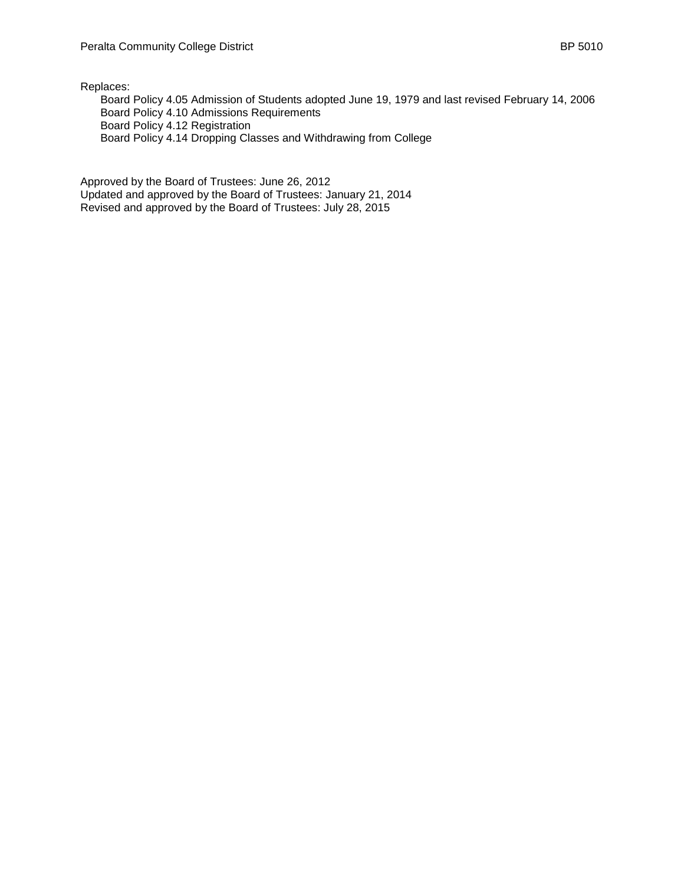Replaces:

- Board Policy 4.05 Admission of Students adopted June 19, 1979 and last revised February 14, 2006
- Board Policy 4.10 Admissions Requirements
- Board Policy 4.12 Registration
- Board Policy 4.14 Dropping Classes and Withdrawing from College

Approved by the Board of Trustees: June 26, 2012
Updated and approved by the Board of Trustees: January 21, 2014
Revised and approved by the Board of Trustees: July 28, 2015